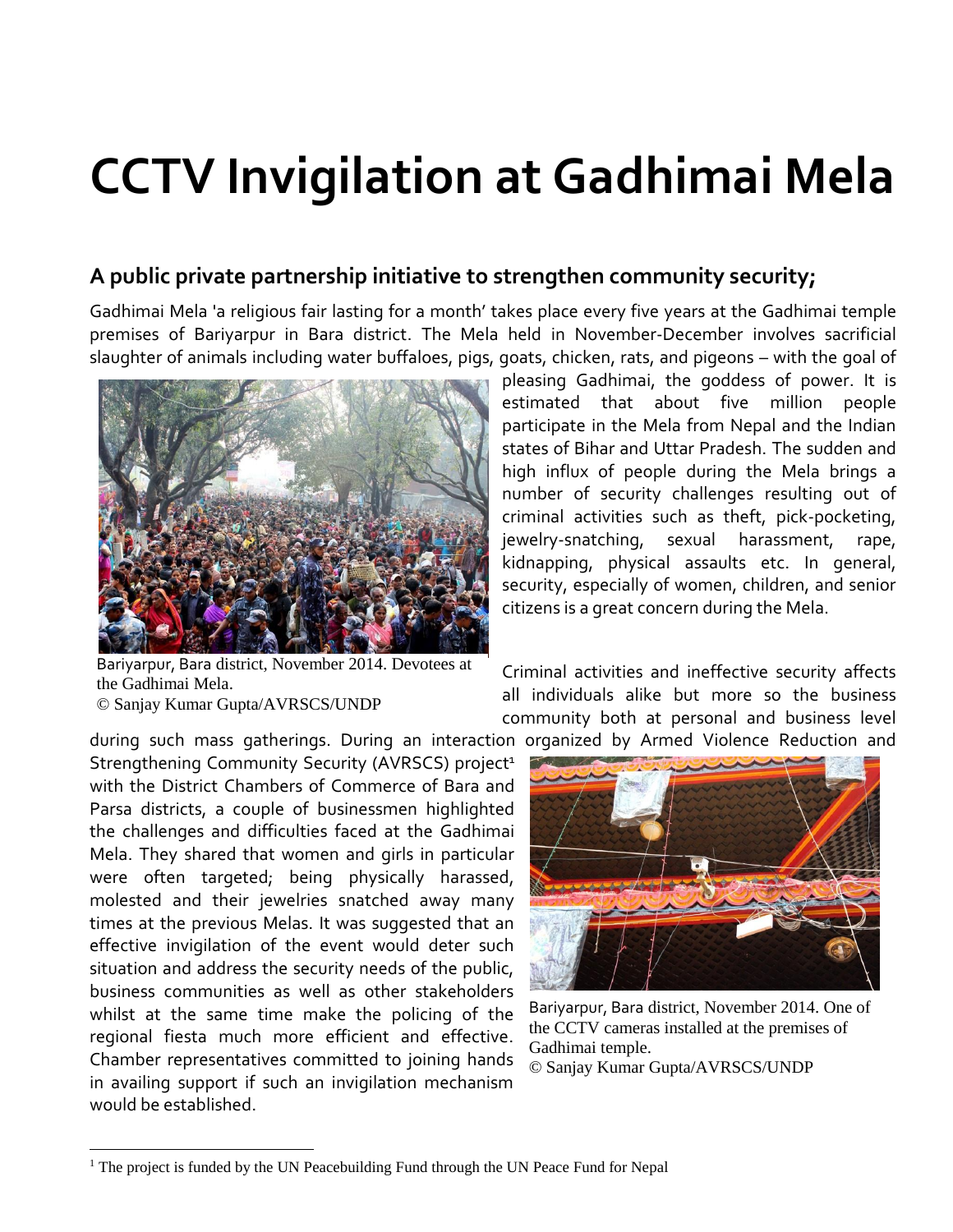# CCTV Invigilation at Gadhimai Mela

## A public private partnership initiative to strengthen community security;

Gadhimai Mela 'a religious fair lasting for a month' takes place every five years at the Gadhimai temple premises of Bariyarpur in Bara district. The Mela held in November-December involves sacrificial slaughter of animals including water buffaloes, pigs, goats, chicken, rats, and pigeons – with the goal of pleasing Gadhimai, the goddess of power. It is estimated that about five million people participate in the Mela from Nepal and the Indian states of Bihar and Uttar Pradesh. The sudden and high influx of people during the Mela brings a number of security challenges resulting out of criminal activities such as theft, pick-pocketing, jewelry-snatching, sexual harassment, rape, kidnapping, physical assaults etc. In general, security, especially of women, children, and senior citizens is a great concern during the Mela.

Bariyarpur, Bara district, November 2014. Devotees at the Gadhimai Mela.
© Sanjay Kumar Gupta/AVRSCS/UNDP

Criminal activities and ineffective security affects all individuals alike but more so the business community both at personal and business level during such mass gatherings. During an interaction organized by Armed Violence Reduction and Strengthening Community Security (AVRSCS) project[1] with the District Chambers of Commerce of Bara and Parsa districts, a couple of businessmen highlighted the challenges and difficulties faced at the Gadhimai Mela. They shared that women and girls in particular were often targeted; being physically harassed, molested and their jewelries snatched away many times at the previous Melas. It was suggested that an effective invigilation of the event would deter such situation and address the security needs of the public, business communities as well as other stakeholders whilst at the same time make the policing of the regional fiesta much more efficient and effective. Chamber representatives committed to joining hands in availing support if such an invigilation mechanism would be established.

Bariyarpur, Bara district, November 2014. One of the CCTV cameras installed at the premises of Gadhimai temple.
© Sanjay Kumar Gupta/AVRSCS/UNDP

[1] The project is funded by the UN Peacebuilding Fund through the UN Peace Fund for Nepal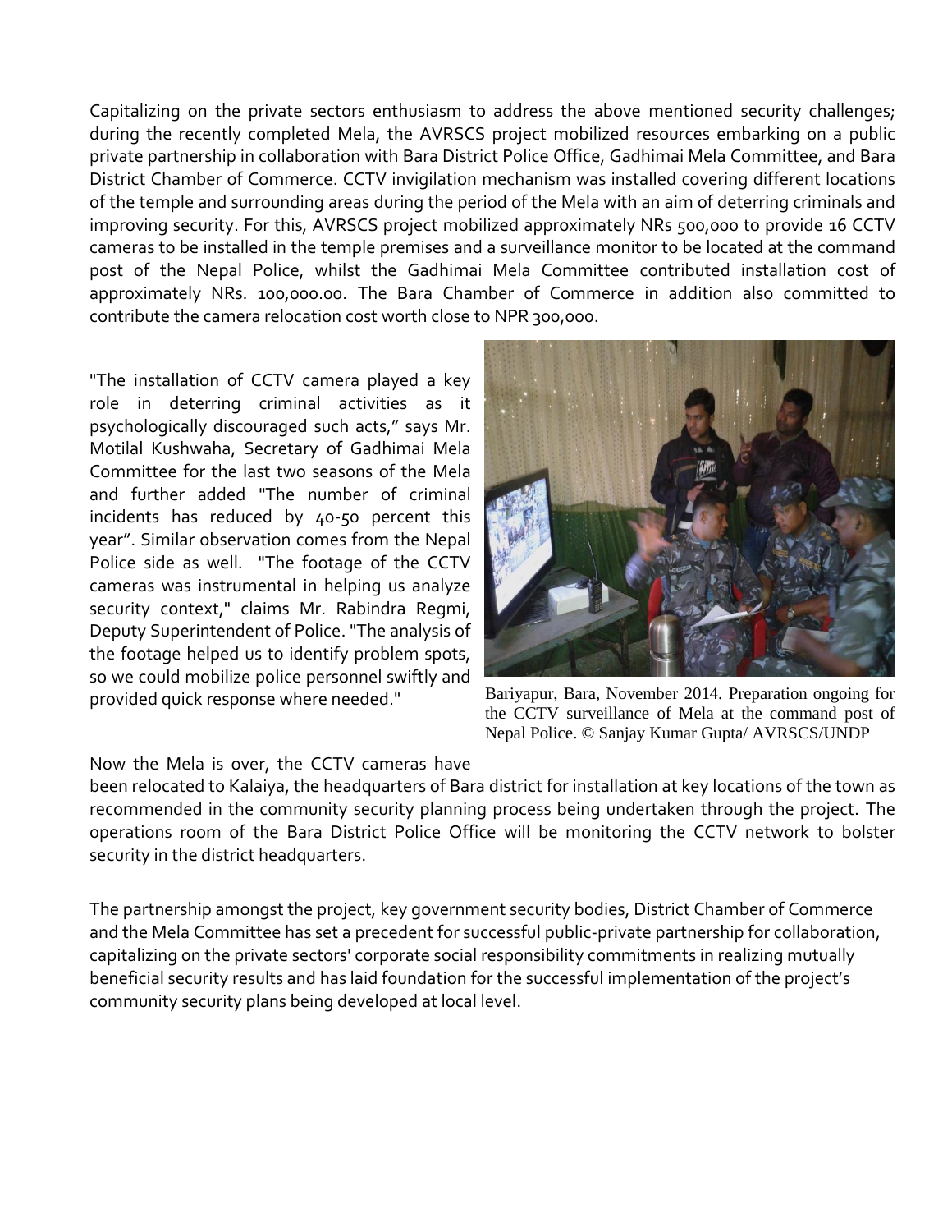Capitalizing on the private sectors enthusiasm to address the above mentioned security challenges; during the recently completed Mela, the AVRSCS project mobilized resources embarking on a public private partnership in collaboration with Bara District Police Office, Gadhimai Mela Committee, and Bara District Chamber of Commerce. CCTV invigilation mechanism was installed covering different locations of the temple and surrounding areas during the period of the Mela with an aim of deterring criminals and improving security. For this, AVRSCS project mobilized approximately NRs 500,000 to provide 16 CCTV cameras to be installed in the temple premises and a surveillance monitor to be located at the command post of the Nepal Police, whilst the Gadhimai Mela Committee contributed installation cost of approximately NRs. 100,000.00. The Bara Chamber of Commerce in addition also committed to contribute the camera relocation cost worth close to NPR 300,000.

"The installation of CCTV camera played a key role in deterring criminal activities as it psychologically discouraged such acts," says Mr. Motilal Kushwaha, Secretary of Gadhimai Mela Committee for the last two seasons of the Mela and further added "The number of criminal incidents has reduced by 40-50 percent this year". Similar observation comes from the Nepal Police side as well. "The footage of the CCTV cameras was instrumental in helping us analyze security context," claims Mr. Rabindra Regmi, Deputy Superintendent of Police. "The analysis of the footage helped us to identify problem spots, so we could mobilize police personnel swiftly and provided quick response where needed."

Bariyapur, Bara, November 2014. Preparation ongoing for the CCTV surveillance of Mela at the command post of Nepal Police. © Sanjay Kumar Gupta/ AVRSCS/UNDP

Now the Mela is over, the CCTV cameras have been relocated to Kalaiya, the headquarters of Bara district for installation at key locations of the town as recommended in the community security planning process being undertaken through the project. The operations room of the Bara District Police Office will be monitoring the CCTV network to bolster security in the district headquarters.

The partnership amongst the project, key government security bodies, District Chamber of Commerce and the Mela Committee has set a precedent for successful public-private partnership for collaboration, capitalizing on the private sectors' corporate social responsibility commitments in realizing mutually beneficial security results and has laid foundation for the successful implementation of the project's community security plans being developed at local level.